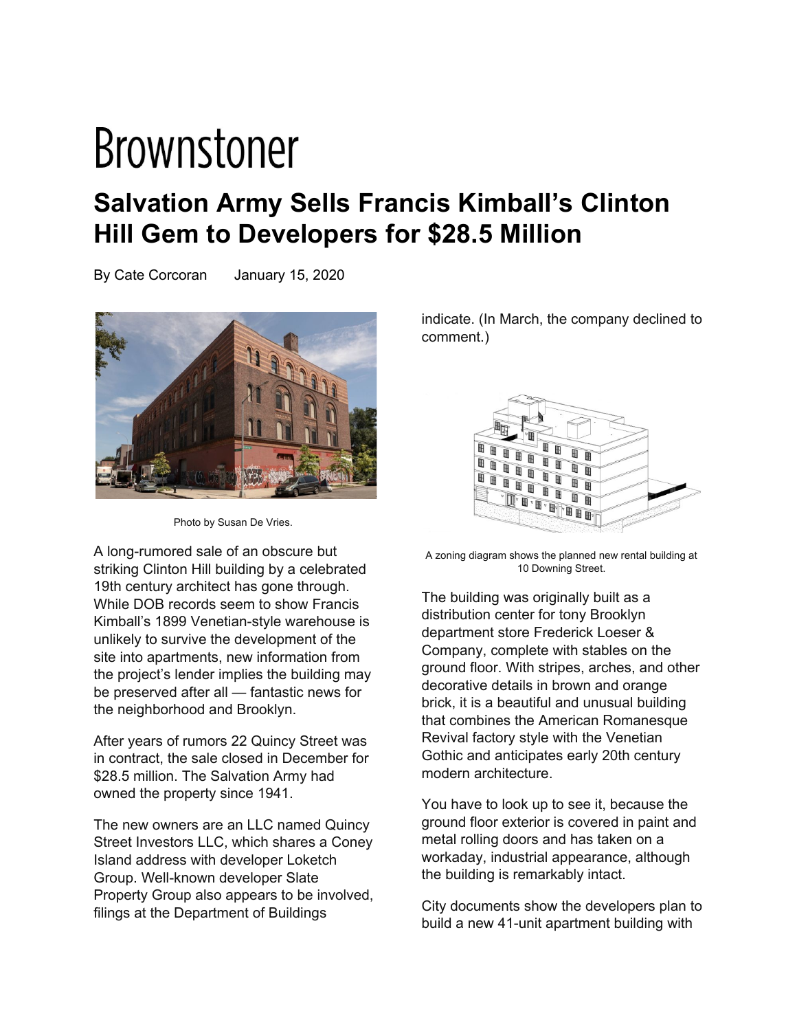Brownstoner

# Salvation Army Sells Francis Kimball's Clinton Hill Gem to Developers for $28.5 Million

By Cate Corcoran January 15, 2020

Photo by Susan De Vries.

A long-rumored sale of an obscure but striking Clinton Hill building by a celebrated 19th century architect has gone through. While DOB records seem to show Francis Kimball's 1899 Venetian-style warehouse is unlikely to survive the development of the site into apartments, new information from the project's lender implies the building may be preserved after all — fantastic news for the neighborhood and Brooklyn.

After years of rumors 22 Quincy Street was in contract, the sale closed in December for $28.5 million. The Salvation Army had owned the property since 1941.

The new owners are an LLC named Quincy Street Investors LLC, which shares a Coney Island address with developer Loketch Group. Well-known developer Slate Property Group also appears to be involved, filings at the Department of Buildings indicate. (In March, the company declined to comment.)

A zoning diagram shows the planned new rental building at 10 Downing Street.

The building was originally built as a distribution center for tony Brooklyn department store Frederick Loeser & Company, complete with stables on the ground floor. With stripes, arches, and other decorative details in brown and orange brick, it is a beautiful and unusual building that combines the American Romanesque Revival factory style with the Venetian Gothic and anticipates early 20th century modern architecture.

You have to look up to see it, because the ground floor exterior is covered in paint and metal rolling doors and has taken on a workaday, industrial appearance, although the building is remarkably intact.

City documents show the developers plan to build a new 41-unit apartment building with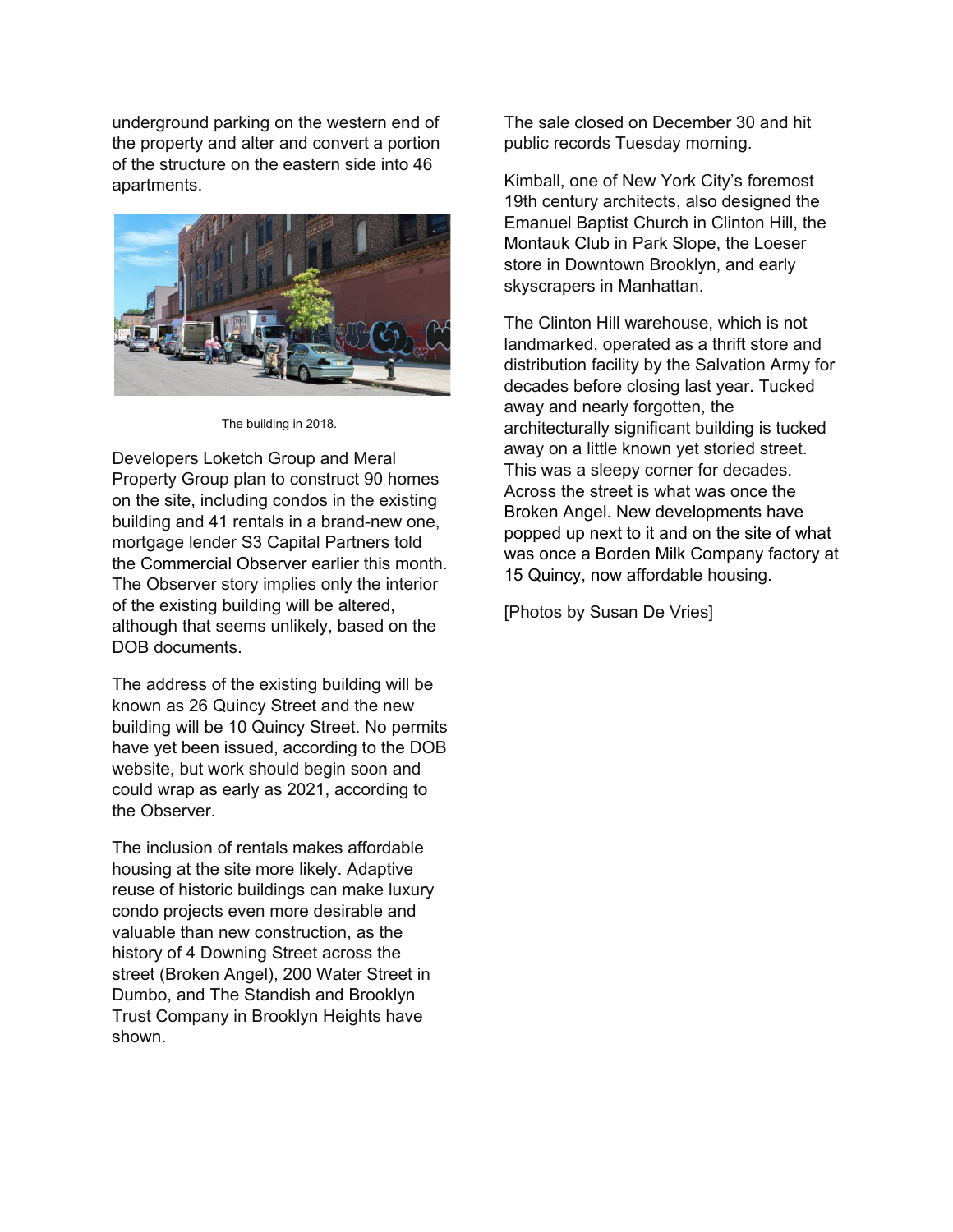underground parking on the western end of the property and alter and convert a portion of the structure on the eastern side into 46 apartments.

The building in 2018.

Developers Loketch Group and Meral Property Group plan to construct 90 homes on the site, including condos in the existing building and 41 rentals in a brand-new one, mortgage lender S3 Capital Partners told the Commercial Observer earlier this month. The Observer story implies only the interior of the existing building will be altered, although that seems unlikely, based on the DOB documents.

The address of the existing building will be known as 26 Quincy Street and the new building will be 10 Quincy Street. No permits have yet been issued, according to the DOB website, but work should begin soon and could wrap as early as 2021, according to the Observer.

The inclusion of rentals makes affordable housing at the site more likely. Adaptive reuse of historic buildings can make luxury condo projects even more desirable and valuable than new construction, as the history of 4 Downing Street across the street (Broken Angel), 200 Water Street in Dumbo, and The Standish and Brooklyn Trust Company in Brooklyn Heights have shown.

The sale closed on December 30 and hit public records Tuesday morning.

Kimball, one of New York City's foremost 19th century architects, also designed the Emanuel Baptist Church in Clinton Hill, the Montauk Club in Park Slope, the Loeser store in Downtown Brooklyn, and early skyscrapers in Manhattan.

The Clinton Hill warehouse, which is not landmarked, operated as a thrift store and distribution facility by the Salvation Army for decades before closing last year. Tucked away and nearly forgotten, the architecturally significant building is tucked away on a little known yet storied street. This was a sleepy corner for decades. Across the street is what was once the Broken Angel. New developments have popped up next to it and on the site of what was once a Borden Milk Company factory at 15 Quincy, now affordable housing.

[Photos by Susan De Vries]